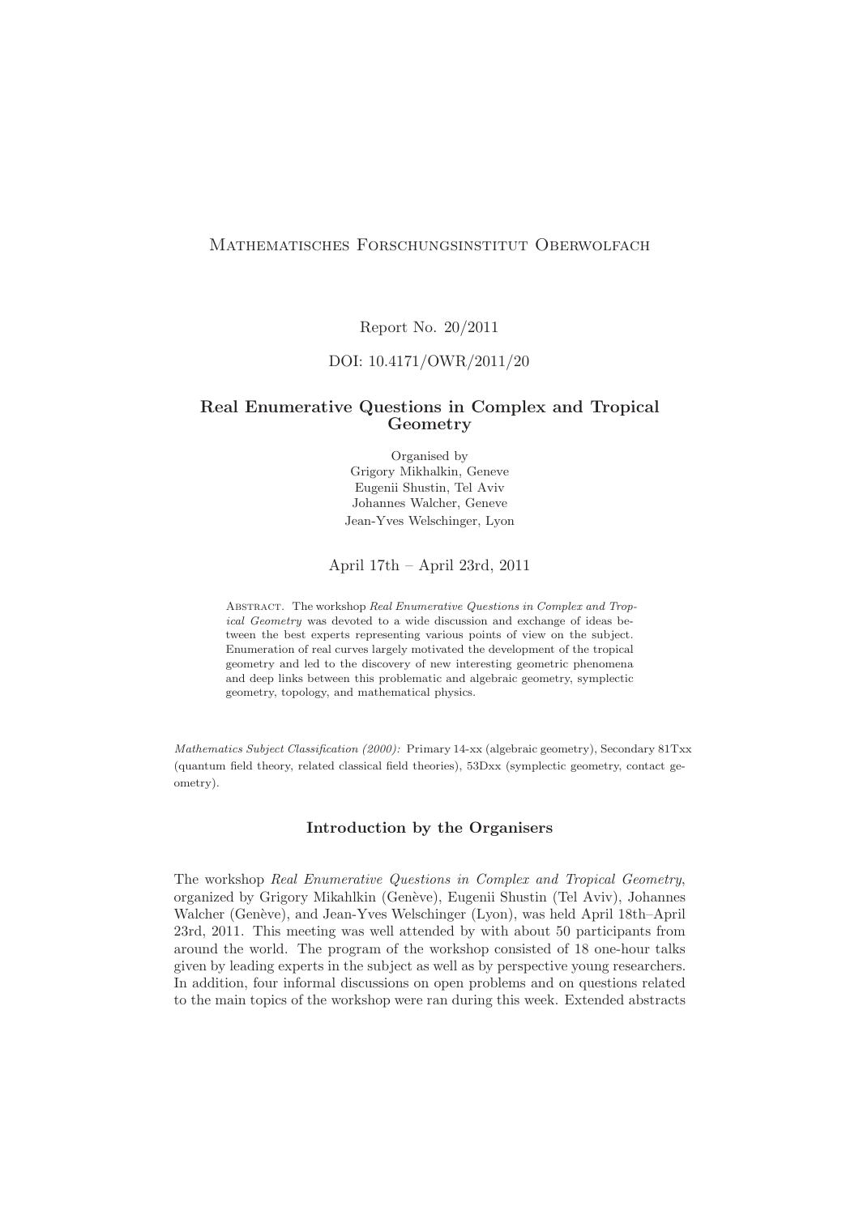Mathematisches Forschungsinstitut Oberwolfach

Report No. 20/2011

DOI: 10.4171/OWR/2011/20

# Real Enumerative Questions in Complex and Tropical Geometry

Organised by
Grigory Mikhalkin, Geneve
Eugenii Shustin, Tel Aviv
Johannes Walcher, Geneve
Jean-Yves Welschinger, Lyon

April 17th – April 23rd, 2011

Abstract. The workshop *Real Enumerative Questions in Complex and Tropical Geometry* was devoted to a wide discussion and exchange of ideas between the best experts representing various points of view on the subject. Enumeration of real curves largely motivated the development of the tropical geometry and led to the discovery of new interesting geometric phenomena and deep links between this problematic and algebraic geometry, symplectic geometry, topology, and mathematical physics.

*Mathematics Subject Classification (2000):* Primary 14-xx (algebraic geometry), Secondary 81Txx (quantum field theory, related classical field theories), 53Dxx (symplectic geometry, contact geometry).

## Introduction by the Organisers

The workshop *Real Enumerative Questions in Complex and Tropical Geometry*, organized by Grigory Mikahlkin (Genève), Eugenii Shustin (Tel Aviv), Johannes Walcher (Genève), and Jean-Yves Welschinger (Lyon), was held April 18th–April 23rd, 2011. This meeting was well attended by with about 50 participants from around the world. The program of the workshop consisted of 18 one-hour talks given by leading experts in the subject as well as by perspective young researchers. In addition, four informal discussions on open problems and on questions related to the main topics of the workshop were ran during this week. Extended abstracts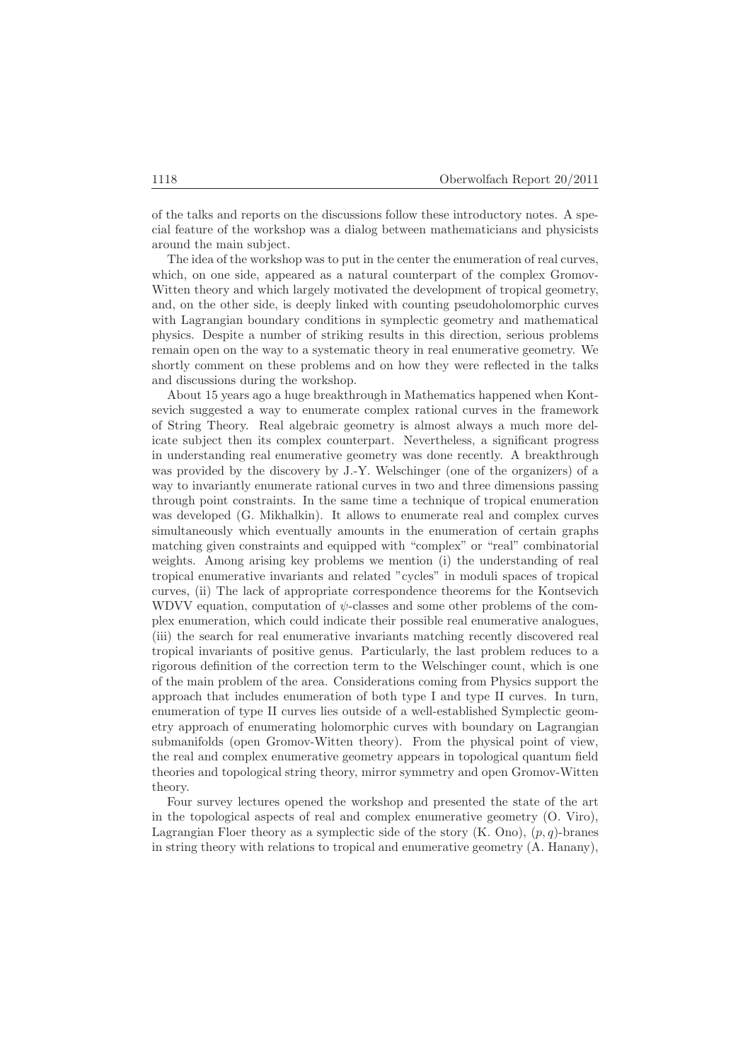of the talks and reports on the discussions follow these introductory notes. A special feature of the workshop was a dialog between mathematicians and physicists around the main subject.

The idea of the workshop was to put in the center the enumeration of real curves, which, on one side, appeared as a natural counterpart of the complex Gromov-Witten theory and which largely motivated the development of tropical geometry, and, on the other side, is deeply linked with counting pseudoholomorphic curves with Lagrangian boundary conditions in symplectic geometry and mathematical physics. Despite a number of striking results in this direction, serious problems remain open on the way to a systematic theory in real enumerative geometry. We shortly comment on these problems and on how they were reflected in the talks and discussions during the workshop.

About 15 years ago a huge breakthrough in Mathematics happened when Kontsevich suggested a way to enumerate complex rational curves in the framework of String Theory. Real algebraic geometry is almost always a much more delicate subject then its complex counterpart. Nevertheless, a significant progress in understanding real enumerative geometry was done recently. A breakthrough was provided by the discovery by J.-Y. Welschinger (one of the organizers) of a way to invariantly enumerate rational curves in two and three dimensions passing through point constraints. In the same time a technique of tropical enumeration was developed (G. Mikhalkin). It allows to enumerate real and complex curves simultaneously which eventually amounts in the enumeration of certain graphs matching given constraints and equipped with "complex" or "real" combinatorial weights. Among arising key problems we mention (i) the understanding of real tropical enumerative invariants and related "cycles" in moduli spaces of tropical curves, (ii) The lack of appropriate correspondence theorems for the Kontsevich WDVV equation, computation of $\psi$-classes and some other problems of the complex enumeration, which could indicate their possible real enumerative analogues, (iii) the search for real enumerative invariants matching recently discovered real tropical invariants of positive genus. Particularly, the last problem reduces to a rigorous definition of the correction term to the Welschinger count, which is one of the main problem of the area. Considerations coming from Physics support the approach that includes enumeration of both type I and type II curves. In turn, enumeration of type II curves lies outside of a well-established Symplectic geometry approach of enumerating holomorphic curves with boundary on Lagrangian submanifolds (open Gromov-Witten theory). From the physical point of view, the real and complex enumerative geometry appears in topological quantum field theories and topological string theory, mirror symmetry and open Gromov-Witten theory.

Four survey lectures opened the workshop and presented the state of the art in the topological aspects of real and complex enumerative geometry (O. Viro), Lagrangian Floer theory as a symplectic side of the story (K. Ono), $(p,q)$-branes in string theory with relations to tropical and enumerative geometry (A. Hanany),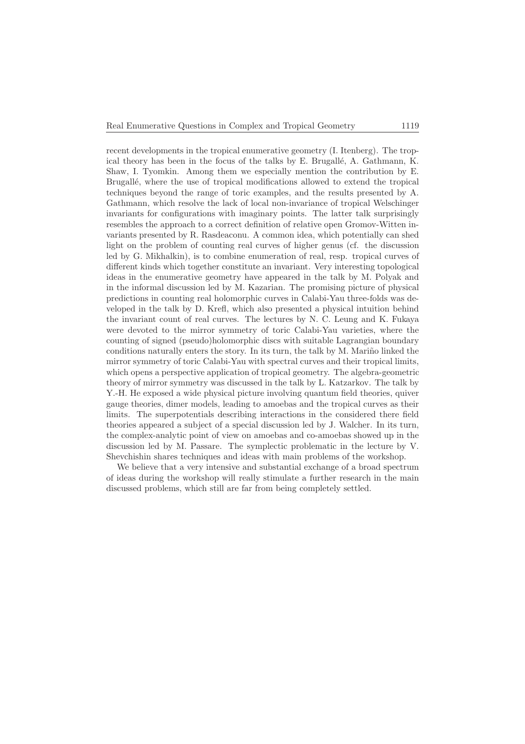recent developments in the tropical enumerative geometry (I. Itenberg). The tropical theory has been in the focus of the talks by E. Brugallé, A. Gathmann, K. Shaw, I. Tyomkin. Among them we especially mention the contribution by E. Brugallé, where the use of tropical modifications allowed to extend the tropical techniques beyond the range of toric examples, and the results presented by A. Gathmann, which resolve the lack of local non-invariance of tropical Welschinger invariants for configurations with imaginary points. The latter talk surprisingly resembles the approach to a correct definition of relative open Gromov-Witten invariants presented by R. Rasdeaconu. A common idea, which potentially can shed light on the problem of counting real curves of higher genus (cf. the discussion led by G. Mikhalkin), is to combine enumeration of real, resp. tropical curves of different kinds which together constitute an invariant. Very interesting topological ideas in the enumerative geometry have appeared in the talk by M. Polyak and in the informal discussion led by M. Kazarian. The promising picture of physical predictions in counting real holomorphic curves in Calabi-Yau three-folds was developed in the talk by D. Krefl, which also presented a physical intuition behind the invariant count of real curves. The lectures by N. C. Leung and K. Fukaya were devoted to the mirror symmetry of toric Calabi-Yau varieties, where the counting of signed (pseudo)holomorphic discs with suitable Lagrangian boundary conditions naturally enters the story. In its turn, the talk by M. Mariño linked the mirror symmetry of toric Calabi-Yau with spectral curves and their tropical limits, which opens a perspective application of tropical geometry. The algebra-geometric theory of mirror symmetry was discussed in the talk by L. Katzarkov. The talk by Y.-H. He exposed a wide physical picture involving quantum field theories, quiver gauge theories, dimer models, leading to amoebas and the tropical curves as their limits. The superpotentials describing interactions in the considered there field theories appeared a subject of a special discussion led by J. Walcher. In its turn, the complex-analytic point of view on amoebas and co-amoebas showed up in the discussion led by M. Passare. The symplectic problematic in the lecture by V. Shevchishin shares techniques and ideas with main problems of the workshop.

We believe that a very intensive and substantial exchange of a broad spectrum of ideas during the workshop will really stimulate a further research in the main discussed problems, which still are far from being completely settled.